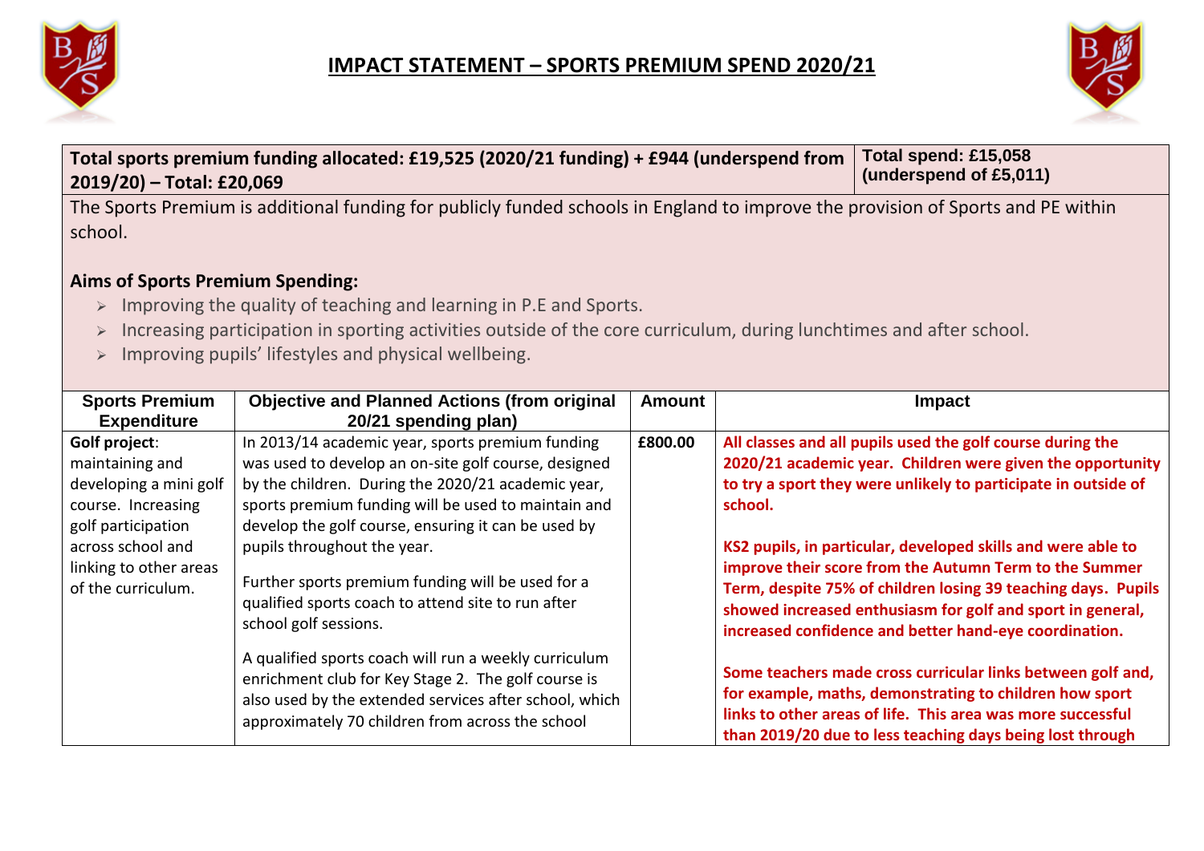# IMPACT STATEMENT – SPORTS PREMIUM SPEND 2020/21

| Total sports premium funding allocated: £19,525 (2020/21 funding) + £944 (underspend from 2019/20) – Total: £20,069 | Total spend: £15,058 (underspend of £5,011) |
|---|---|

The Sports Premium is additional funding for publicly funded schools in England to improve the provision of Sports and PE within school.

**Aims of Sports Premium Spending:**

- Improving the quality of teaching and learning in P.E and Sports.
- Increasing participation in sporting activities outside of the core curriculum, during lunchtimes and after school.
- Improving pupils' lifestyles and physical wellbeing.

| Sports Premium Expenditure | Objective and Planned Actions (from original 20/21 spending plan) | Amount | Impact |
|---|---|---|---|
| **Golf project**: maintaining and developing a mini golf course. Increasing golf participation across school and linking to other areas of the curriculum. | In 2013/14 academic year, sports premium funding was used to develop an on-site golf course, designed by the children. During the 2020/21 academic year, sports premium funding will be used to maintain and develop the golf course, ensuring it can be used by pupils throughout the year.<br><br>Further sports premium funding will be used for a qualified sports coach to attend site to run after school golf sessions.<br><br>A qualified sports coach will run a weekly curriculum enrichment club for Key Stage 2. The golf course is also used by the extended services after school, which approximately 70 children from across the school | **£800.00** | **All classes and all pupils used the golf course during the 2020/21 academic year. Children were given the opportunity to try a sport they were unlikely to participate in outside of school.**<br><br>**KS2 pupils, in particular, developed skills and were able to improve their score from the Autumn Term to the Summer Term, despite 75% of children losing 39 teaching days. Pupils showed increased enthusiasm for golf and sport in general, increased confidence and better hand-eye coordination.**<br><br>**Some teachers made cross curricular links between golf and, for example, maths, demonstrating to children how sport links to other areas of life. This area was more successful than 2019/20 due to less teaching days being lost through** |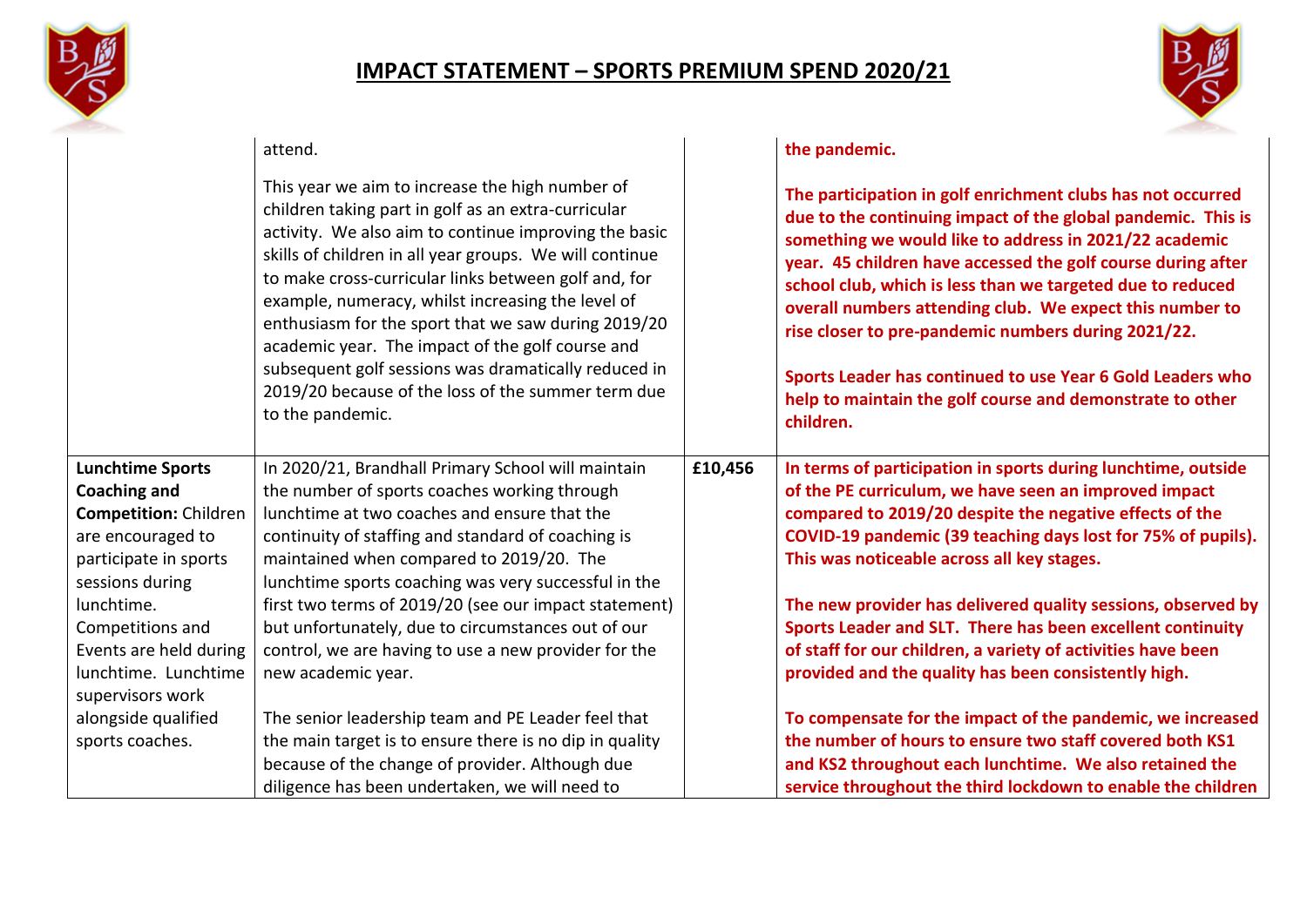# IMPACT STATEMENT – SPORTS PREMIUM SPEND 2020/21

| | | | |
|---|---|---|---|
| | attend.<br><br>This year we aim to increase the high number of children taking part in golf as an extra-curricular activity. We also aim to continue improving the basic skills of children in all year groups. We will continue to make cross-curricular links between golf and, for example, numeracy, whilst increasing the level of enthusiasm for the sport that we saw during 2019/20 academic year. The impact of the golf course and subsequent golf sessions was dramatically reduced in 2019/20 because of the loss of the summer term due to the pandemic. | | **the pandemic.**<br><br>**The participation in golf enrichment clubs has not occurred due to the continuing impact of the global pandemic. This is something we would like to address in 2021/22 academic year. 45 children have accessed the golf course during after school club, which is less than we targeted due to reduced overall numbers attending club. We expect this number to rise closer to pre-pandemic numbers during 2021/22.**<br><br>**Sports Leader has continued to use Year 6 Gold Leaders who help to maintain the golf course and demonstrate to other children.** |
| **Lunchtime Sports Coaching and Competition:** Children are encouraged to participate in sports sessions during lunchtime. Competitions and Events are held during lunchtime. Lunchtime supervisors work alongside qualified sports coaches. | In 2020/21, Brandhall Primary School will maintain the number of sports coaches working through lunchtime at two coaches and ensure that the continuity of staffing and standard of coaching is maintained when compared to 2019/20. The lunchtime sports coaching was very successful in the first two terms of 2019/20 (see our impact statement) but unfortunately, due to circumstances out of our control, we are having to use a new provider for the new academic year.<br><br>The senior leadership team and PE Leader feel that the main target is to ensure there is no dip in quality because of the change of provider. Although due diligence has been undertaken, we will need to | **£10,456** | **In terms of participation in sports during lunchtime, outside of the PE curriculum, we have seen an improved impact compared to 2019/20 despite the negative effects of the COVID-19 pandemic (39 teaching days lost for 75% of pupils). This was noticeable across all key stages.**<br><br>**The new provider has delivered quality sessions, observed by Sports Leader and SLT. There has been excellent continuity of staff for our children, a variety of activities have been provided and the quality has been consistently high.**<br><br>**To compensate for the impact of the pandemic, we increased the number of hours to ensure two staff covered both KS1 and KS2 throughout each lunchtime. We also retained the service throughout the third lockdown to enable the children** |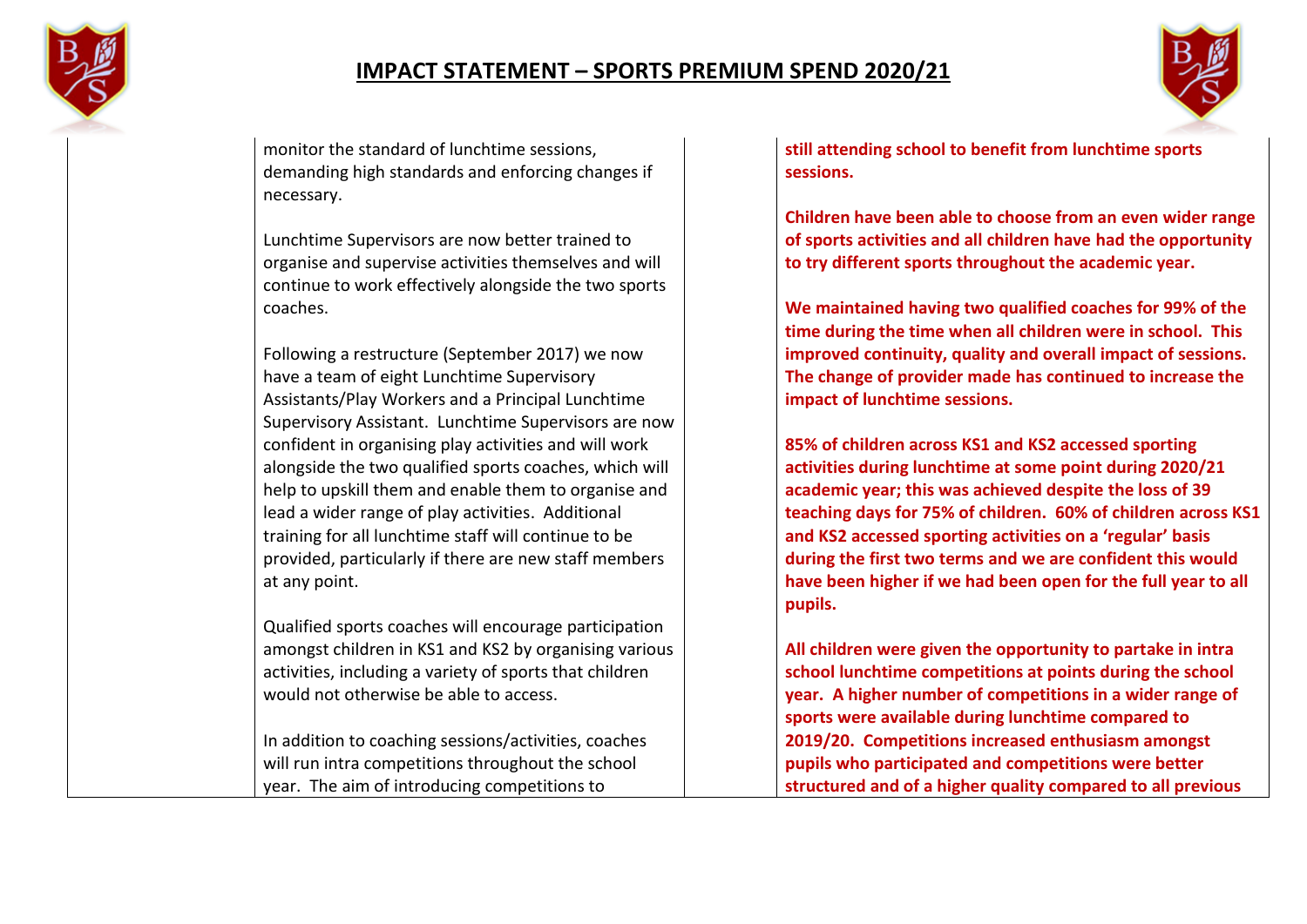## IMPACT STATEMENT – SPORTS PREMIUM SPEND 2020/21

| | | | |
|---|---|---|---|
| | monitor the standard of lunchtime sessions, demanding high standards and enforcing changes if necessary.<br><br>Lunchtime Supervisors are now better trained to organise and supervise activities themselves and will continue to work effectively alongside the two sports coaches.<br><br>Following a restructure (September 2017) we now have a team of eight Lunchtime Supervisory Assistants/Play Workers and a Principal Lunchtime Supervisory Assistant. Lunchtime Supervisors are now confident in organising play activities and will work alongside the two qualified sports coaches, which will help to upskill them and enable them to organise and lead a wider range of play activities. Additional training for all lunchtime staff will continue to be provided, particularly if there are new staff members at any point.<br><br>Qualified sports coaches will encourage participation amongst children in KS1 and KS2 by organising various activities, including a variety of sports that children would not otherwise be able to access.<br><br>In addition to coaching sessions/activities, coaches will run intra competitions throughout the school year. The aim of introducing competitions to | | **still attending school to benefit from lunchtime sports sessions.**<br><br>**Children have been able to choose from an even wider range of sports activities and all children have had the opportunity to try different sports throughout the academic year.**<br><br>**We maintained having two qualified coaches for 99% of the time during the time when all children were in school. This improved continuity, quality and overall impact of sessions. The change of provider made has continued to increase the impact of lunchtime sessions.**<br><br>**85% of children across KS1 and KS2 accessed sporting activities during lunchtime at some point during 2020/21 academic year; this was achieved despite the loss of 39 teaching days for 75% of children. 60% of children across KS1 and KS2 accessed sporting activities on a 'regular' basis during the first two terms and we are confident this would have been higher if we had been open for the full year to all pupils.**<br><br>**All children were given the opportunity to partake in intra school lunchtime competitions at points during the school year. A higher number of competitions in a wider range of sports were available during lunchtime compared to 2019/20. Competitions increased enthusiasm amongst pupils who participated and competitions were better structured and of a higher quality compared to all previous** |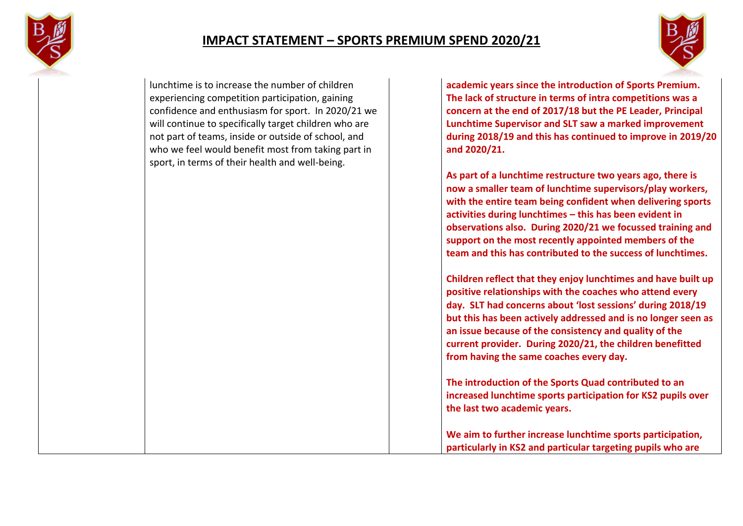# IMPACT STATEMENT – SPORTS PREMIUM SPEND 2020/21

| | | | |
|---|---|---|---|
| | lunchtime is to increase the number of children experiencing competition participation, gaining confidence and enthusiasm for sport. In 2020/21 we will continue to specifically target children who are not part of teams, inside or outside of school, and who we feel would benefit most from taking part in sport, in terms of their health and well-being. | | **academic years since the introduction of Sports Premium. The lack of structure in terms of intra competitions was a concern at the end of 2017/18 but the PE Leader, Principal Lunchtime Supervisor and SLT saw a marked improvement during 2018/19 and this has continued to improve in 2019/20 and 2020/21.**<br><br>**As part of a lunchtime restructure two years ago, there is now a smaller team of lunchtime supervisors/play workers, with the entire team being confident when delivering sports activities during lunchtimes – this has been evident in observations also. During 2020/21 we focussed training and support on the most recently appointed members of the team and this has contributed to the success of lunchtimes.**<br><br>**Children reflect that they enjoy lunchtimes and have built up positive relationships with the coaches who attend every day. SLT had concerns about 'lost sessions' during 2018/19 but this has been actively addressed and is no longer seen as an issue because of the consistency and quality of the current provider. During 2020/21, the children benefitted from having the same coaches every day.**<br><br>**The introduction of the Sports Quad contributed to an increased lunchtime sports participation for KS2 pupils over the last two academic years.**<br><br>**We aim to further increase lunchtime sports participation, particularly in KS2 and particular targeting pupils who are** |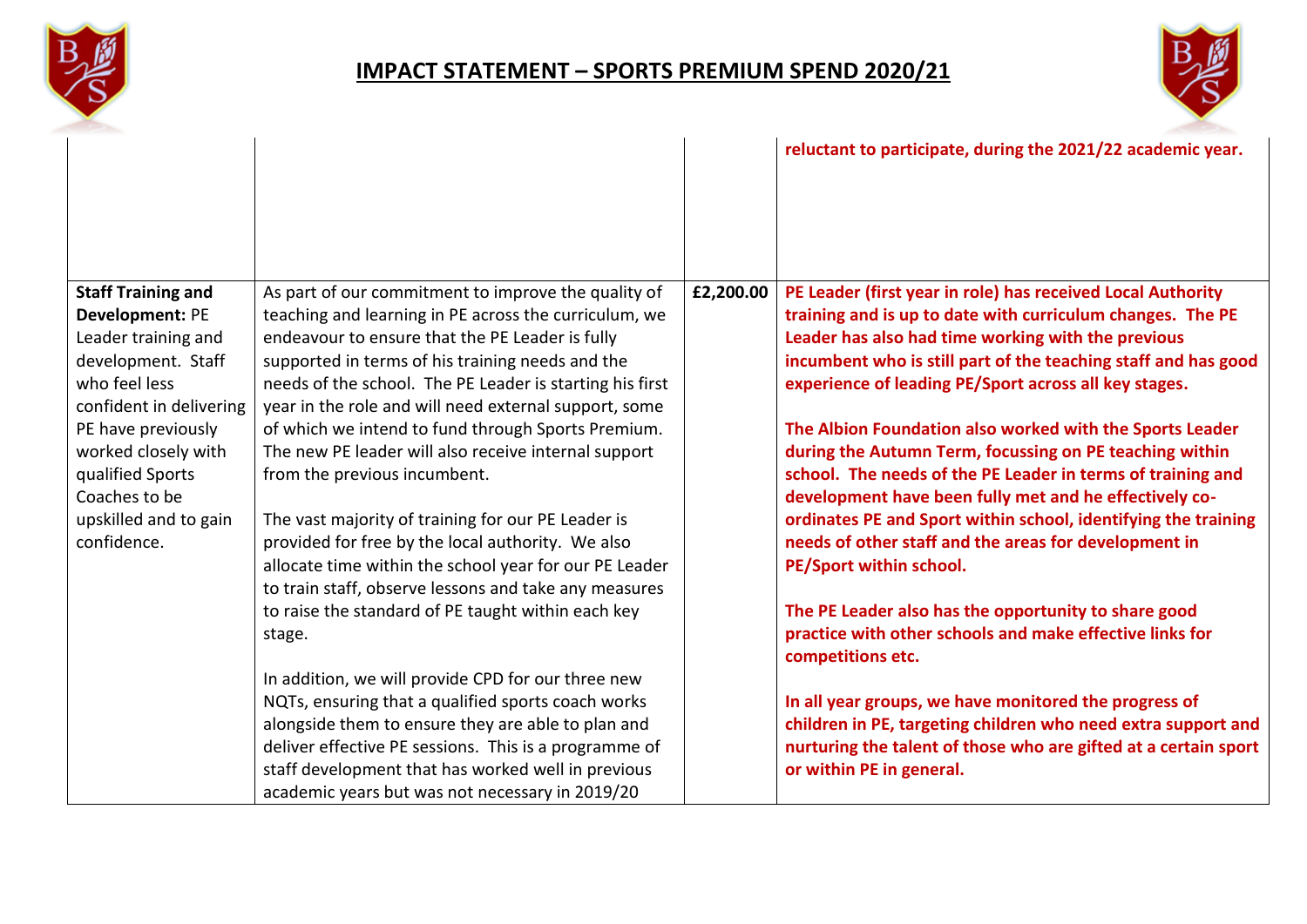# IMPACT STATEMENT – SPORTS PREMIUM SPEND 2020/21

| | | | |
|---|---|---|---|
| | | | **reluctant to participate, during the 2021/22 academic year.** |
| **Staff Training and Development:** PE Leader training and development. Staff who feel less confident in delivering PE have previously worked closely with qualified Sports Coaches to be upskilled and to gain confidence. | As part of our commitment to improve the quality of teaching and learning in PE across the curriculum, we endeavour to ensure that the PE Leader is fully supported in terms of his training needs and the needs of the school. The PE Leader is starting his first year in the role and will need external support, some of which we intend to fund through Sports Premium. The new PE leader will also receive internal support from the previous incumbent.<br><br>The vast majority of training for our PE Leader is provided for free by the local authority. We also allocate time within the school year for our PE Leader to train staff, observe lessons and take any measures to raise the standard of PE taught within each key stage.<br><br>In addition, we will provide CPD for our three new NQTs, ensuring that a qualified sports coach works alongside them to ensure they are able to plan and deliver effective PE sessions. This is a programme of staff development that has worked well in previous academic years but was not necessary in 2019/20 | **£2,200.00** | **PE Leader (first year in role) has received Local Authority training and is up to date with curriculum changes. The PE Leader has also had time working with the previous incumbent who is still part of the teaching staff and has good experience of leading PE/Sport across all key stages.**<br><br>**The Albion Foundation also worked with the Sports Leader during the Autumn Term, focussing on PE teaching within school. The needs of the PE Leader in terms of training and development have been fully met and he effectively co-ordinates PE and Sport within school, identifying the training needs of other staff and the areas for development in PE/Sport within school.**<br><br>**The PE Leader also has the opportunity to share good practice with other schools and make effective links for competitions etc.**<br><br>**In all year groups, we have monitored the progress of children in PE, targeting children who need extra support and nurturing the talent of those who are gifted at a certain sport or within PE in general.** |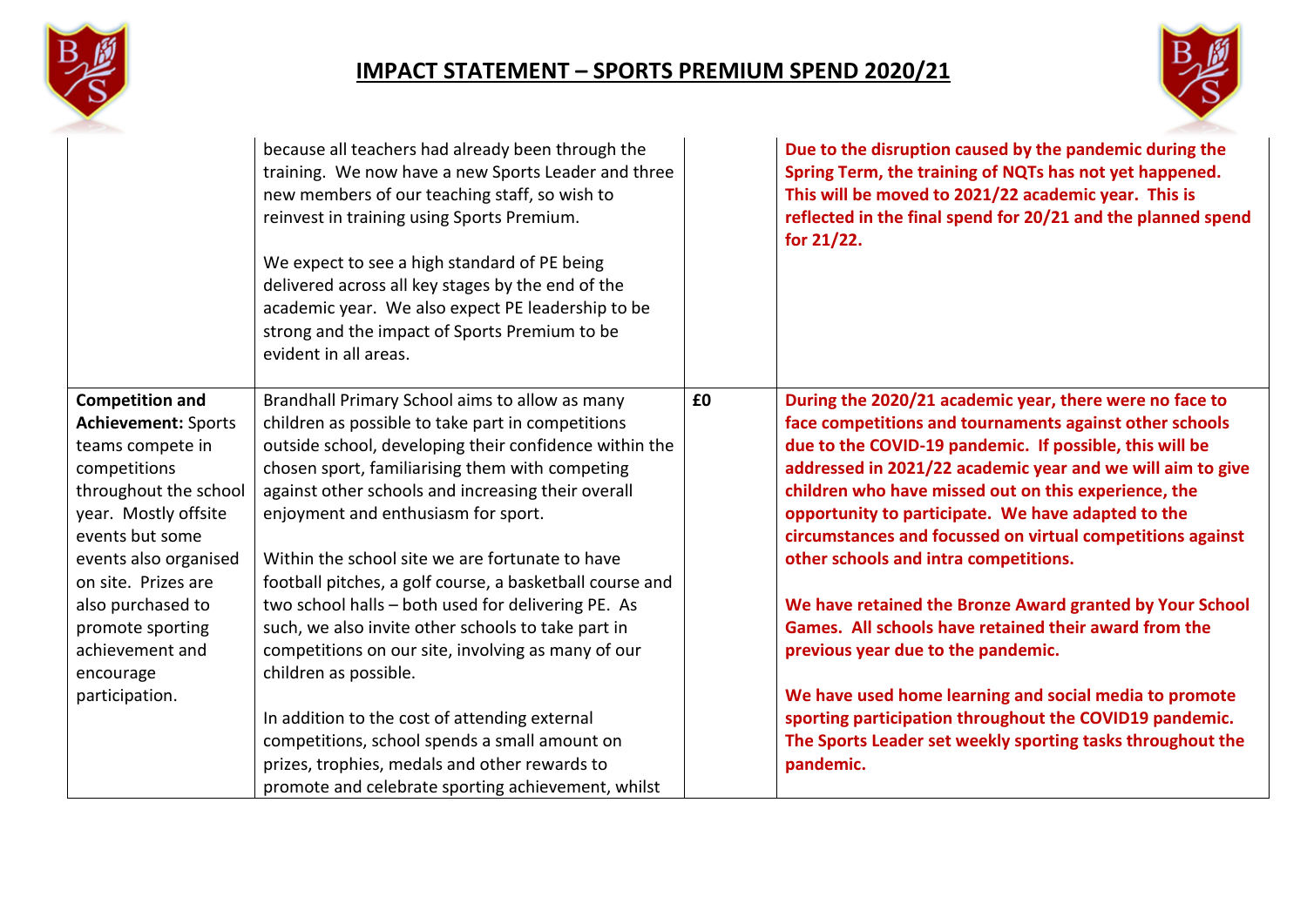# IMPACT STATEMENT – SPORTS PREMIUM SPEND 2020/21

| | | | |
|---|---|---|---|
| | because all teachers had already been through the training. We now have a new Sports Leader and three new members of our teaching staff, so wish to reinvest in training using Sports Premium.<br><br>We expect to see a high standard of PE being delivered across all key stages by the end of the academic year. We also expect PE leadership to be strong and the impact of Sports Premium to be evident in all areas. | | **Due to the disruption caused by the pandemic during the Spring Term, the training of NQTs has not yet happened. This will be moved to 2021/22 academic year. This is reflected in the final spend for 20/21 and the planned spend for 21/22.** |
| **Competition and Achievement:** Sports teams compete in competitions throughout the school year. Mostly offsite events but some events also organised on site. Prizes are also purchased to promote sporting achievement and encourage participation. | Brandhall Primary School aims to allow as many children as possible to take part in competitions outside school, developing their confidence within the chosen sport, familiarising them with competing against other schools and increasing their overall enjoyment and enthusiasm for sport.<br><br>Within the school site we are fortunate to have football pitches, a golf course, a basketball course and two school halls – both used for delivering PE. As such, we also invite other schools to take part in competitions on our site, involving as many of our children as possible.<br><br>In addition to the cost of attending external competitions, school spends a small amount on prizes, trophies, medals and other rewards to promote and celebrate sporting achievement, whilst | **£0** | **During the 2020/21 academic year, there were no face to face competitions and tournaments against other schools due to the COVID-19 pandemic. If possible, this will be addressed in 2021/22 academic year and we will aim to give children who have missed out on this experience, the opportunity to participate. We have adapted to the circumstances and focussed on virtual competitions against other schools and intra competitions.**<br><br>**We have retained the Bronze Award granted by Your School Games. All schools have retained their award from the previous year due to the pandemic.**<br><br>**We have used home learning and social media to promote sporting participation throughout the COVID19 pandemic. The Sports Leader set weekly sporting tasks throughout the pandemic.** |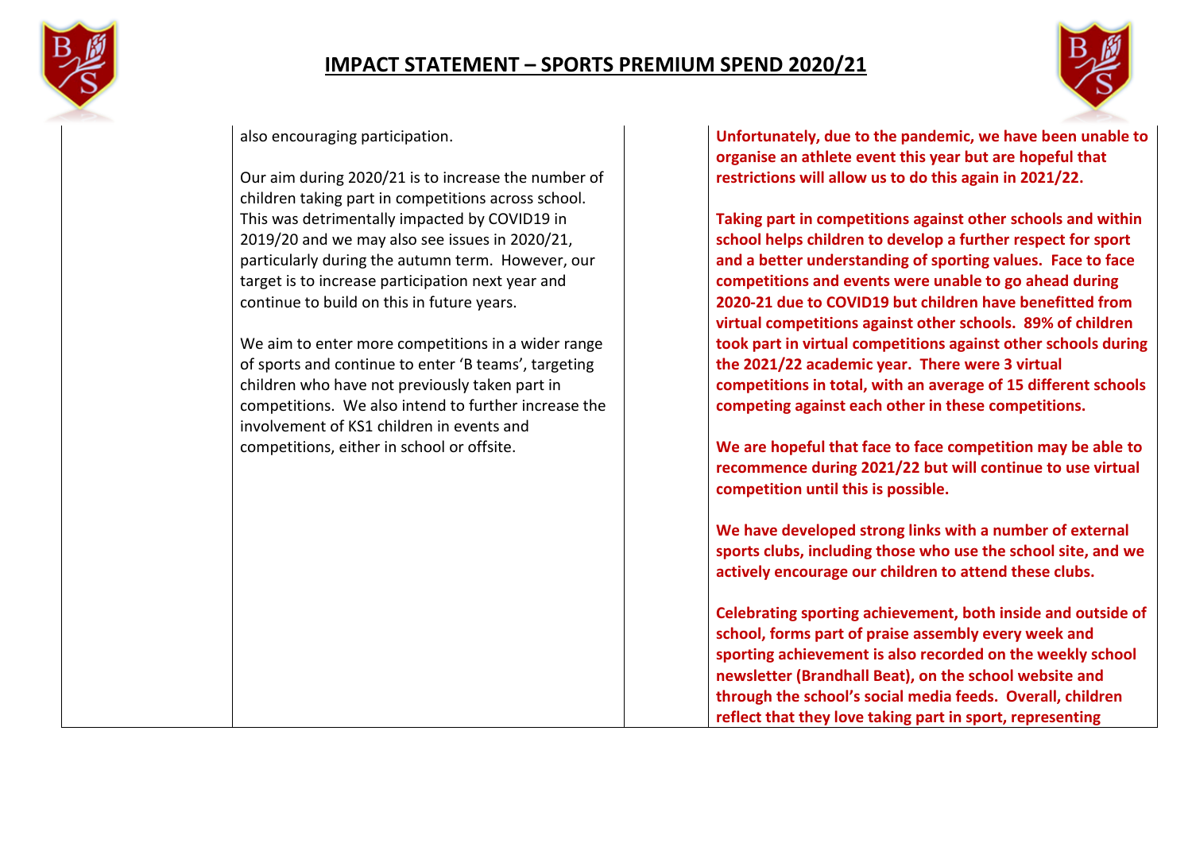# IMPACT STATEMENT – SPORTS PREMIUM SPEND 2020/21

| | | | |
|---|---|---|---|
| | also encouraging participation.<br><br>Our aim during 2020/21 is to increase the number of children taking part in competitions across school. This was detrimentally impacted by COVID19 in 2019/20 and we may also see issues in 2020/21, particularly during the autumn term. However, our target is to increase participation next year and continue to build on this in future years.<br><br>We aim to enter more competitions in a wider range of sports and continue to enter 'B teams', targeting children who have not previously taken part in competitions. We also intend to further increase the involvement of KS1 children in events and competitions, either in school or offsite. | | **Unfortunately, due to the pandemic, we have been unable to organise an athlete event this year but are hopeful that restrictions will allow us to do this again in 2021/22.**<br><br>**Taking part in competitions against other schools and within school helps children to develop a further respect for sport and a better understanding of sporting values. Face to face competitions and events were unable to go ahead during 2020-21 due to COVID19 but children have benefitted from virtual competitions against other schools. 89% of children took part in virtual competitions against other schools during the 2021/22 academic year. There were 3 virtual competitions in total, with an average of 15 different schools competing against each other in these competitions.**<br><br>**We are hopeful that face to face competition may be able to recommence during 2021/22 but will continue to use virtual competition until this is possible.**<br><br>**We have developed strong links with a number of external sports clubs, including those who use the school site, and we actively encourage our children to attend these clubs.**<br><br>**Celebrating sporting achievement, both inside and outside of school, forms part of praise assembly every week and sporting achievement is also recorded on the weekly school newsletter (Brandhall Beat), on the school website and through the school's social media feeds. Overall, children reflect that they love taking part in sport, representing** |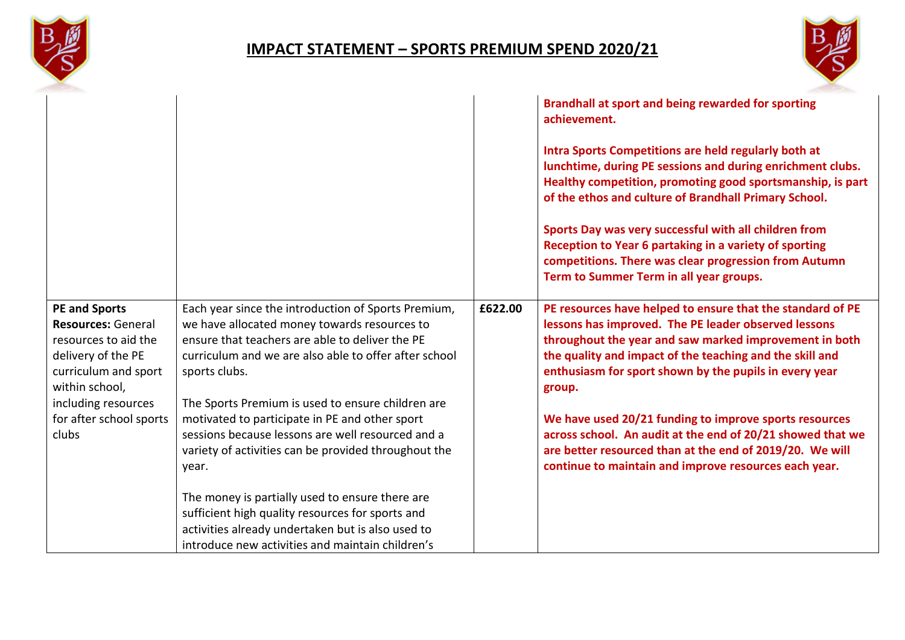# IMPACT STATEMENT – SPORTS PREMIUM SPEND 2020/21

| | | | |
|---|---|---|---|
| | | | **Brandhall at sport and being rewarded for sporting achievement.**<br><br>**Intra Sports Competitions are held regularly both at lunchtime, during PE sessions and during enrichment clubs. Healthy competition, promoting good sportsmanship, is part of the ethos and culture of Brandhall Primary School.**<br><br>**Sports Day was very successful with all children from Reception to Year 6 partaking in a variety of sporting competitions. There was clear progression from Autumn Term to Summer Term in all year groups.** |
| **PE and Sports Resources:** General resources to aid the delivery of the PE curriculum and sport within school, including resources for after school sports clubs | Each year since the introduction of Sports Premium, we have allocated money towards resources to ensure that teachers are able to deliver the PE curriculum and we are also able to offer after school sports clubs.<br><br>The Sports Premium is used to ensure children are motivated to participate in PE and other sport sessions because lessons are well resourced and a variety of activities can be provided throughout the year.<br><br>The money is partially used to ensure there are sufficient high quality resources for sports and activities already undertaken but is also used to introduce new activities and maintain children's | **£622.00** | **PE resources have helped to ensure that the standard of PE lessons has improved. The PE leader observed lessons throughout the year and saw marked improvement in both the quality and impact of the teaching and the skill and enthusiasm for sport shown by the pupils in every year group.**<br><br>**We have used 20/21 funding to improve sports resources across school. An audit at the end of 20/21 showed that we are better resourced than at the end of 2019/20. We will continue to maintain and improve resources each year.** |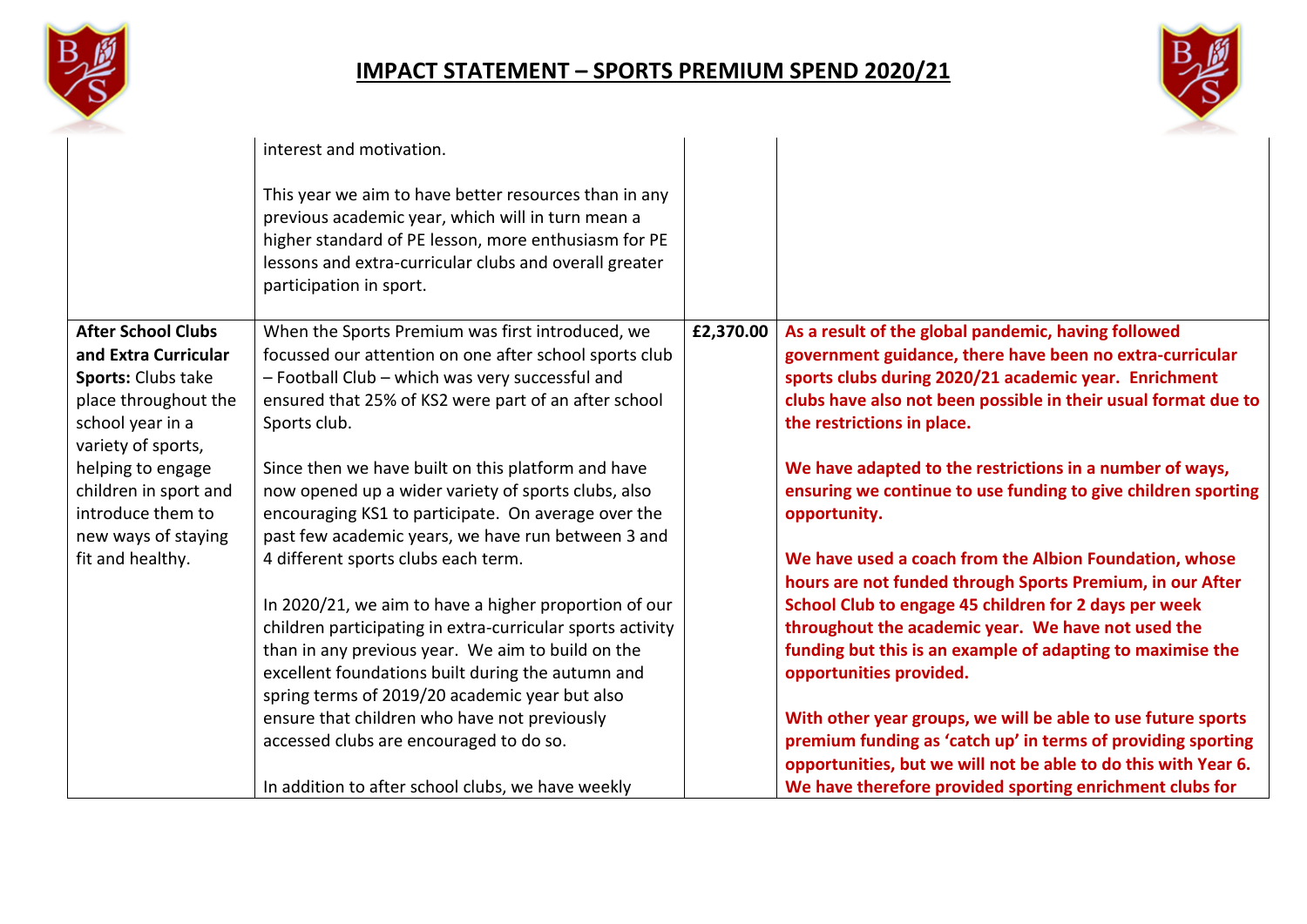# IMPACT STATEMENT – SPORTS PREMIUM SPEND 2020/21

| | | | |
|---|---|---|---|
| | interest and motivation.<br><br>This year we aim to have better resources than in any previous academic year, which will in turn mean a higher standard of PE lesson, more enthusiasm for PE lessons and extra-curricular clubs and overall greater participation in sport. | | |
| **After School Clubs and Extra Curricular Sports:** Clubs take place throughout the school year in a variety of sports, helping to engage children in sport and introduce them to new ways of staying fit and healthy. | When the Sports Premium was first introduced, we focussed our attention on one after school sports club – Football Club – which was very successful and ensured that 25% of KS2 were part of an after school Sports club.<br><br>Since then we have built on this platform and have now opened up a wider variety of sports clubs, also encouraging KS1 to participate. On average over the past few academic years, we have run between 3 and 4 different sports clubs each term.<br><br>In 2020/21, we aim to have a higher proportion of our children participating in extra-curricular sports activity than in any previous year. We aim to build on the excellent foundations built during the autumn and spring terms of 2019/20 academic year but also ensure that children who have not previously accessed clubs are encouraged to do so.<br><br>In addition to after school clubs, we have weekly | **£2,370.00** | **As a result of the global pandemic, having followed government guidance, there have been no extra-curricular sports clubs during 2020/21 academic year. Enrichment clubs have also not been possible in their usual format due to the restrictions in place.**<br><br>**We have adapted to the restrictions in a number of ways, ensuring we continue to use funding to give children sporting opportunity.**<br><br>**We have used a coach from the Albion Foundation, whose hours are not funded through Sports Premium, in our After School Club to engage 45 children for 2 days per week throughout the academic year. We have not used the funding but this is an example of adapting to maximise the opportunities provided.**<br><br>**With other year groups, we will be able to use future sports premium funding as 'catch up' in terms of providing sporting opportunities, but we will not be able to do this with Year 6. We have therefore provided sporting enrichment clubs for** |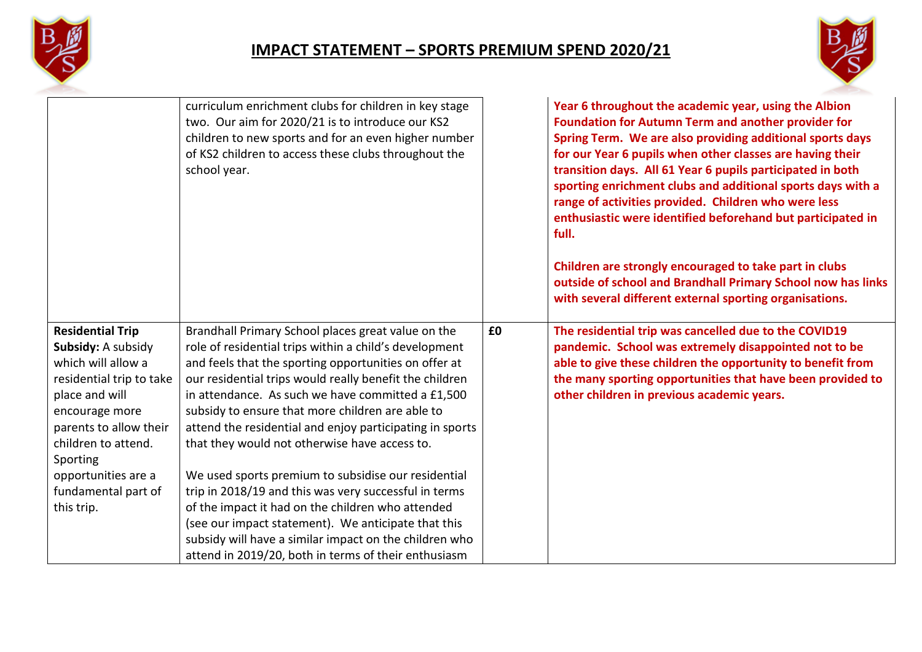# IMPACT STATEMENT – SPORTS PREMIUM SPEND 2020/21

| | | | |
|---|---|---|---|
| | curriculum enrichment clubs for children in key stage two. Our aim for 2020/21 is to introduce our KS2 children to new sports and for an even higher number of KS2 children to access these clubs throughout the school year. | | **Year 6 throughout the academic year, using the Albion Foundation for Autumn Term and another provider for Spring Term. We are also providing additional sports days for our Year 6 pupils when other classes are having their transition days. All 61 Year 6 pupils participated in both sporting enrichment clubs and additional sports days with a range of activities provided. Children who were less enthusiastic were identified beforehand but participated in full.**<br><br>**Children are strongly encouraged to take part in clubs outside of school and Brandhall Primary School now has links with several different external sporting organisations.** |
| **Residential Trip Subsidy:** A subsidy which will allow a residential trip to take place and will encourage more parents to allow their children to attend. Sporting opportunities are a fundamental part of this trip. | Brandhall Primary School places great value on the role of residential trips within a child's development and feels that the sporting opportunities on offer at our residential trips would really benefit the children in attendance. As such we have committed a £1,500 subsidy to ensure that more children are able to attend the residential and enjoy participating in sports that they would not otherwise have access to.<br><br>We used sports premium to subsidise our residential trip in 2018/19 and this was very successful in terms of the impact it had on the children who attended (see our impact statement). We anticipate that this subsidy will have a similar impact on the children who attend in 2019/20, both in terms of their enthusiasm | **£0** | **The residential trip was cancelled due to the COVID19 pandemic. School was extremely disappointed not to be able to give these children the opportunity to benefit from the many sporting opportunities that have been provided to other children in previous academic years.** |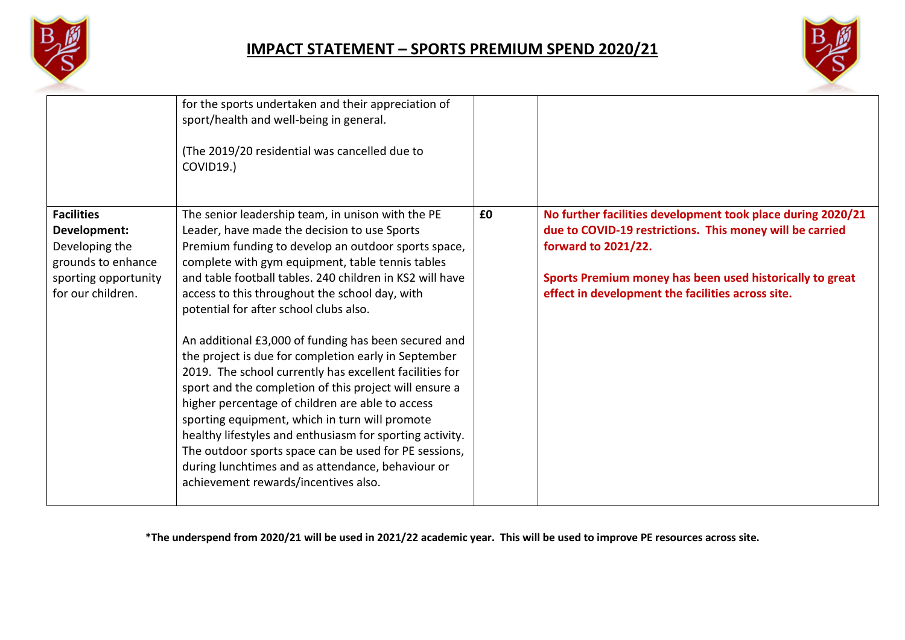# IMPACT STATEMENT – SPORTS PREMIUM SPEND 2020/21

| | | | |
|---|---|---|---|
| | for the sports undertaken and their appreciation of sport/health and well-being in general.<br><br>(The 2019/20 residential was cancelled due to COVID19.) | | |
| **Facilities Development:** Developing the grounds to enhance sporting opportunity for our children. | The senior leadership team, in unison with the PE Leader, have made the decision to use Sports Premium funding to develop an outdoor sports space, complete with gym equipment, table tennis tables and table football tables. 240 children in KS2 will have access to this throughout the school day, with potential for after school clubs also.<br><br>An additional £3,000 of funding has been secured and the project is due for completion early in September 2019. The school currently has excellent facilities for sport and the completion of this project will ensure a higher percentage of children are able to access sporting equipment, which in turn will promote healthy lifestyles and enthusiasm for sporting activity. The outdoor sports space can be used for PE sessions, during lunchtimes and as attendance, behaviour or achievement rewards/incentives also. | **£0** | **No further facilities development took place during 2020/21 due to COVID-19 restrictions. This money will be carried forward to 2021/22.**<br><br>**Sports Premium money has been used historically to great effect in development the facilities across site.** |

***The underspend from 2020/21 will be used in 2021/22 academic year. This will be used to improve PE resources across site.**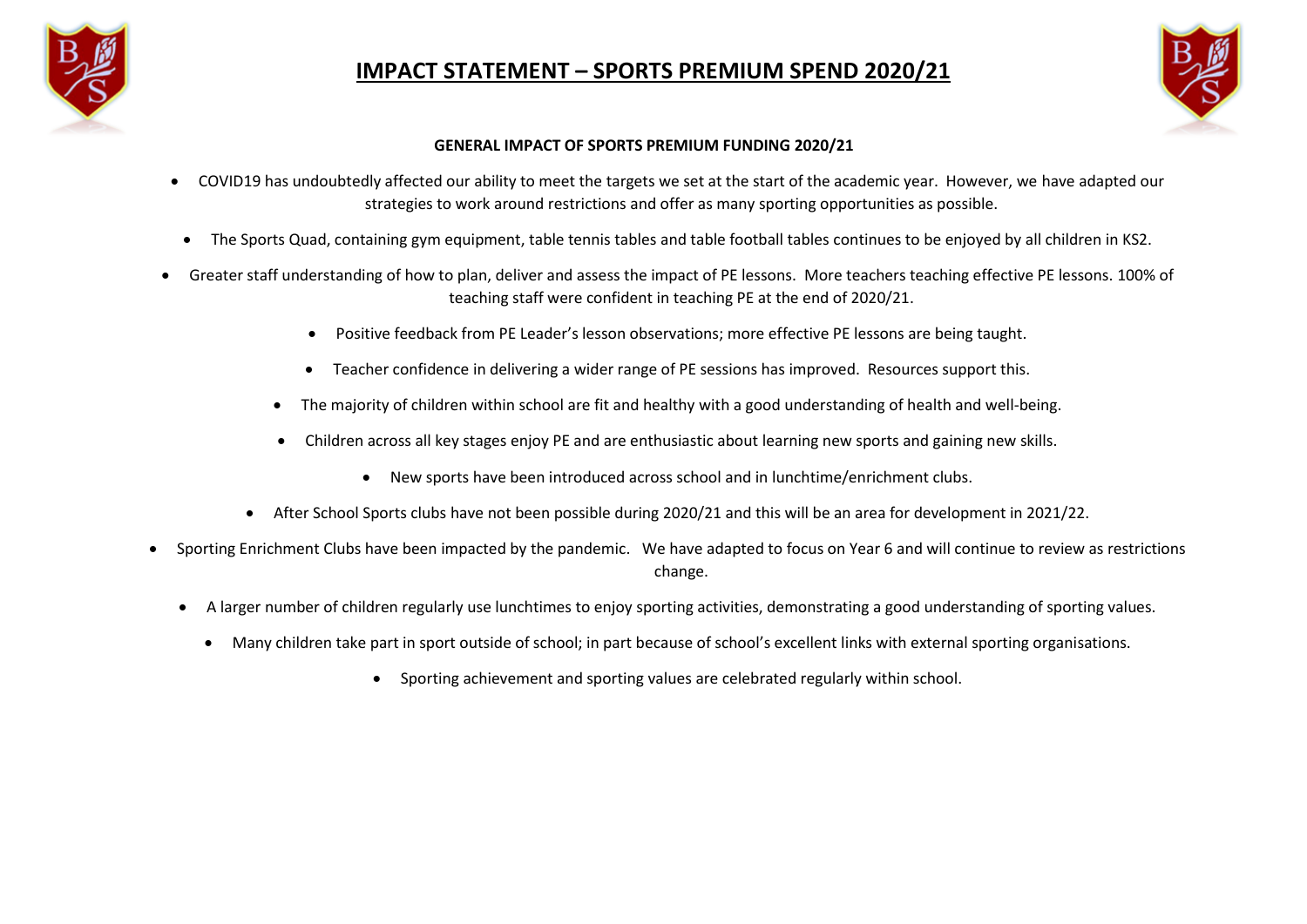# IMPACT STATEMENT – SPORTS PREMIUM SPEND 2020/21

**GENERAL IMPACT OF SPORTS PREMIUM FUNDING 2020/21**

- COVID19 has undoubtedly affected our ability to meet the targets we set at the start of the academic year. However, we have adapted our strategies to work around restrictions and offer as many sporting opportunities as possible.
- The Sports Quad, containing gym equipment, table tennis tables and table football tables continues to be enjoyed by all children in KS2.
- Greater staff understanding of how to plan, deliver and assess the impact of PE lessons. More teachers teaching effective PE lessons. 100% of teaching staff were confident in teaching PE at the end of 2020/21.
- Positive feedback from PE Leader's lesson observations; more effective PE lessons are being taught.
- Teacher confidence in delivering a wider range of PE sessions has improved. Resources support this.
- The majority of children within school are fit and healthy with a good understanding of health and well-being.
- Children across all key stages enjoy PE and are enthusiastic about learning new sports and gaining new skills.
- New sports have been introduced across school and in lunchtime/enrichment clubs.
- After School Sports clubs have not been possible during 2020/21 and this will be an area for development in 2021/22.
- Sporting Enrichment Clubs have been impacted by the pandemic. We have adapted to focus on Year 6 and will continue to review as restrictions change.
- A larger number of children regularly use lunchtimes to enjoy sporting activities, demonstrating a good understanding of sporting values.
- Many children take part in sport outside of school; in part because of school's excellent links with external sporting organisations.
- Sporting achievement and sporting values are celebrated regularly within school.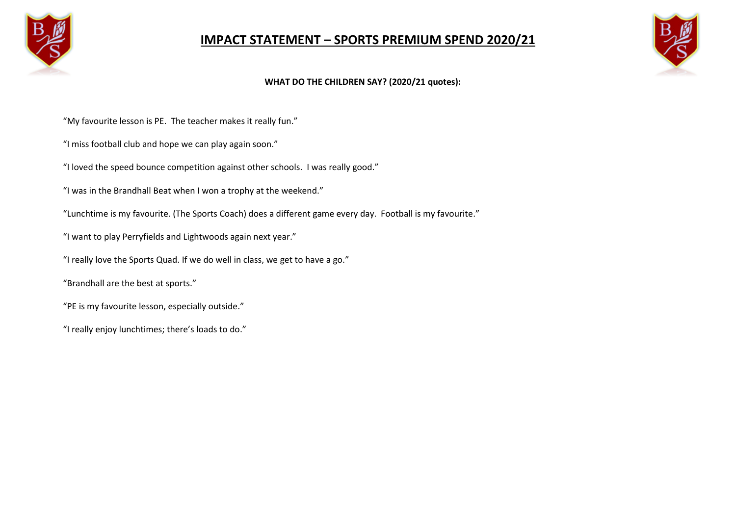# IMPACT STATEMENT – SPORTS PREMIUM SPEND 2020/21

**WHAT DO THE CHILDREN SAY? (2020/21 quotes):**

"My favourite lesson is PE. The teacher makes it really fun."

"I miss football club and hope we can play again soon."

"I loved the speed bounce competition against other schools. I was really good."

"I was in the Brandhall Beat when I won a trophy at the weekend."

"Lunchtime is my favourite. (The Sports Coach) does a different game every day. Football is my favourite."

"I want to play Perryfields and Lightwoods again next year."

"I really love the Sports Quad. If we do well in class, we get to have a go."

"Brandhall are the best at sports."

"PE is my favourite lesson, especially outside."

"I really enjoy lunchtimes; there's loads to do."